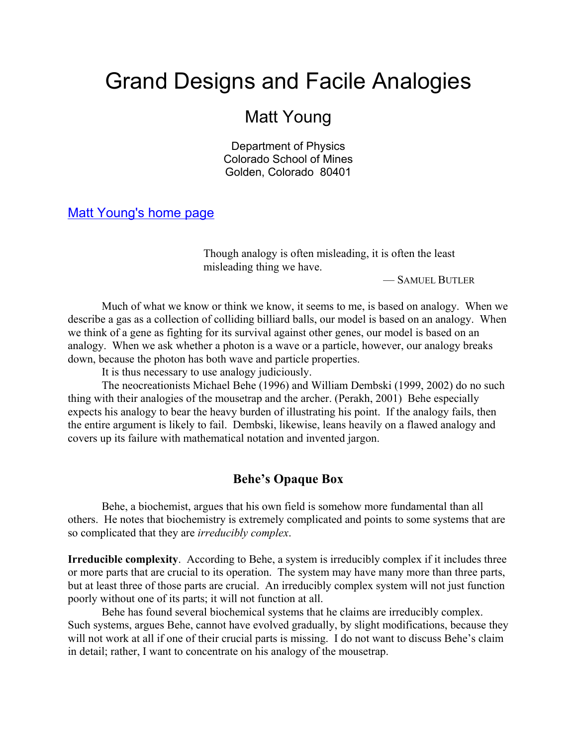# Grand Designs and Facile Analogies

## Matt Young

Department of Physics
Colorado School of Mines
Golden, Colorado 80401

[Matt Young's home page]

> Though analogy is often misleading, it is often the least misleading thing we have.
>
> — SAMUEL BUTLER

Much of what we know or think we know, it seems to me, is based on analogy. When we describe a gas as a collection of colliding billiard balls, our model is based on an analogy. When we think of a gene as fighting for its survival against other genes, our model is based on an analogy. When we ask whether a photon is a wave or a particle, however, our analogy breaks down, because the photon has both wave and particle properties.

It is thus necessary to use analogy judiciously.

The neocreationists Michael Behe (1996) and William Dembski (1999, 2002) do no such thing with their analogies of the mousetrap and the archer. (Perakh, 2001) Behe especially expects his analogy to bear the heavy burden of illustrating his point. If the analogy fails, then the entire argument is likely to fail. Dembski, likewise, leans heavily on a flawed analogy and covers up its failure with mathematical notation and invented jargon.

### Behe's Opaque Box

Behe, a biochemist, argues that his own field is somehow more fundamental than all others. He notes that biochemistry is extremely complicated and points to some systems that are so complicated that they are *irreducibly complex*.

**Irreducible complexity**. According to Behe, a system is irreducibly complex if it includes three or more parts that are crucial to its operation. The system may have many more than three parts, but at least three of those parts are crucial. An irreducibly complex system will not just function poorly without one of its parts; it will not function at all.

Behe has found several biochemical systems that he claims are irreducibly complex. Such systems, argues Behe, cannot have evolved gradually, by slight modifications, because they will not work at all if one of their crucial parts is missing. I do not want to discuss Behe's claim in detail; rather, I want to concentrate on his analogy of the mousetrap.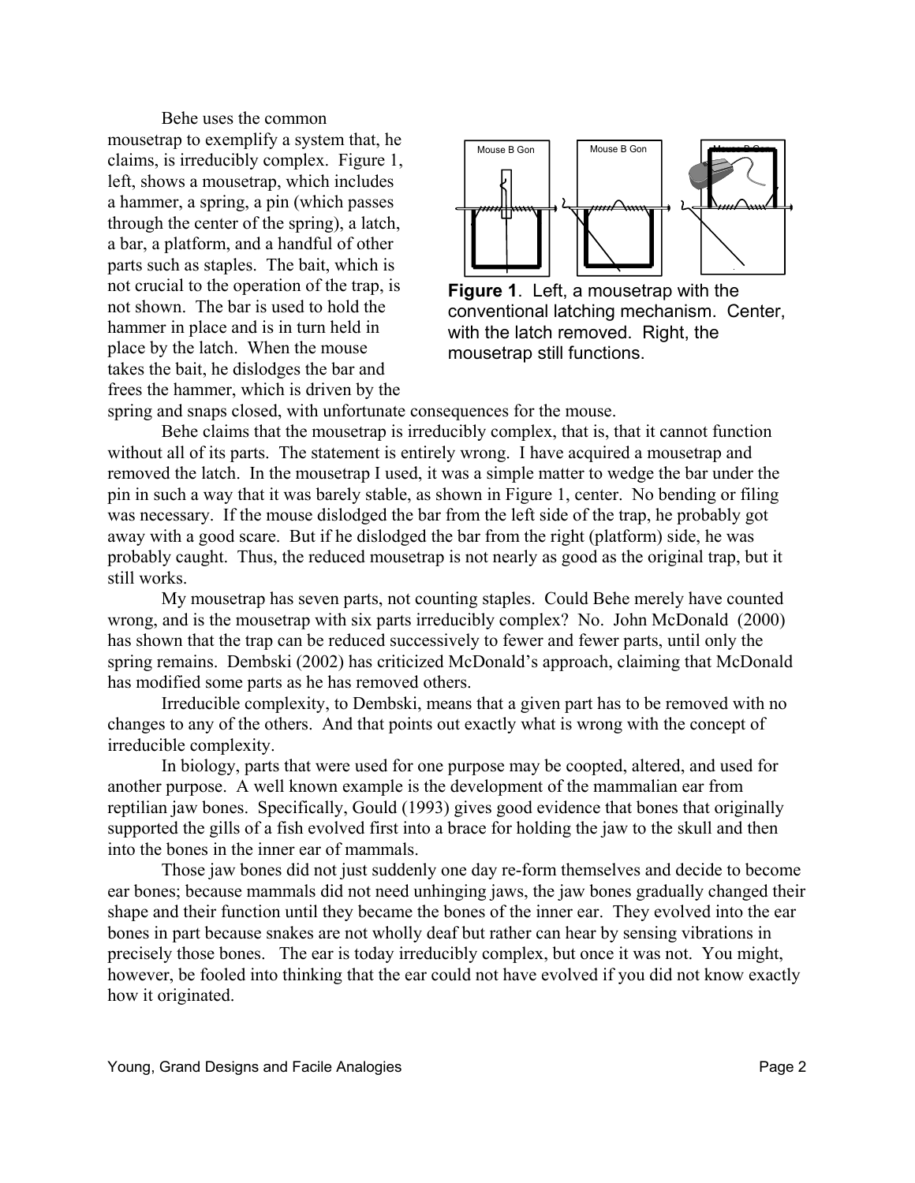Behe uses the common mousetrap to exemplify a system that, he claims, is irreducibly complex. Figure 1, left, shows a mousetrap, which includes a hammer, a spring, a pin (which passes through the center of the spring), a latch, a bar, a platform, and a handful of other parts such as staples. The bait, which is not crucial to the operation of the trap, is not shown. The bar is used to hold the hammer in place and is in turn held in place by the latch. When the mouse takes the bait, he dislodges the bar and frees the hammer, which is driven by the spring and snaps closed, with unfortunate consequences for the mouse.

**Figure 1**. Left, a mousetrap with the conventional latching mechanism. Center, with the latch removed. Right, the mousetrap still functions.

Behe claims that the mousetrap is irreducibly complex, that is, that it cannot function without all of its parts. The statement is entirely wrong. I have acquired a mousetrap and removed the latch. In the mousetrap I used, it was a simple matter to wedge the bar under the pin in such a way that it was barely stable, as shown in Figure 1, center. No bending or filing was necessary. If the mouse dislodged the bar from the left side of the trap, he probably got away with a good scare. But if he dislodged the bar from the right (platform) side, he was probably caught. Thus, the reduced mousetrap is not nearly as good as the original trap, but it still works.

My mousetrap has seven parts, not counting staples. Could Behe merely have counted wrong, and is the mousetrap with six parts irreducibly complex? No. John McDonald (2000) has shown that the trap can be reduced successively to fewer and fewer parts, until only the spring remains. Dembski (2002) has criticized McDonald's approach, claiming that McDonald has modified some parts as he has removed others.

Irreducible complexity, to Dembski, means that a given part has to be removed with no changes to any of the others. And that points out exactly what is wrong with the concept of irreducible complexity.

In biology, parts that were used for one purpose may be coopted, altered, and used for another purpose. A well known example is the development of the mammalian ear from reptilian jaw bones. Specifically, Gould (1993) gives good evidence that bones that originally supported the gills of a fish evolved first into a brace for holding the jaw to the skull and then into the bones in the inner ear of mammals.

Those jaw bones did not just suddenly one day re-form themselves and decide to become ear bones; because mammals did not need unhinging jaws, the jaw bones gradually changed their shape and their function until they became the bones of the inner ear. They evolved into the ear bones in part because snakes are not wholly deaf but rather can hear by sensing vibrations in precisely those bones. The ear is today irreducibly complex, but once it was not. You might, however, be fooled into thinking that the ear could not have evolved if you did not know exactly how it originated.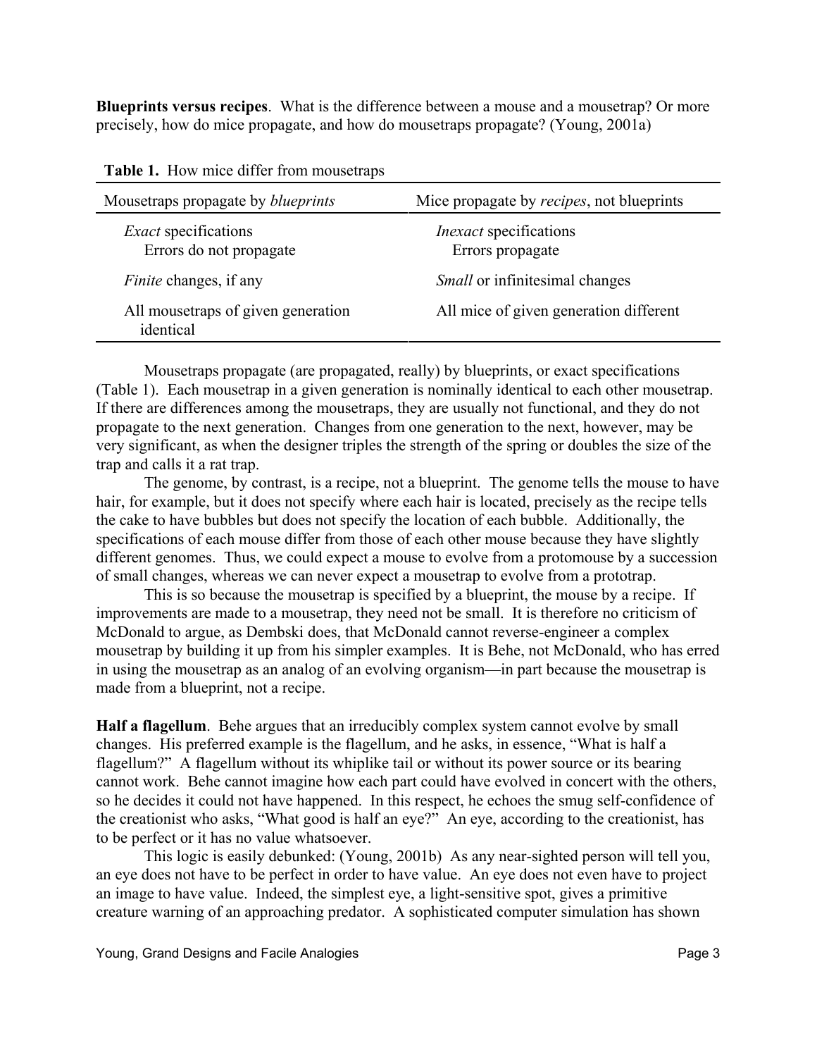**Blueprints versus recipes**. What is the difference between a mouse and a mousetrap? Or more precisely, how do mice propagate, and how do mousetraps propagate? (Young, 2001a)

**Table 1.** How mice differ from mousetraps

| Mousetraps propagate by *blueprints* | Mice propagate by *recipes*, not blueprints |
|---|---|
| *Exact* specifications<br>Errors do not propagate | *Inexact* specifications<br>Errors propagate |
| *Finite* changes, if any | *Small* or infinitesimal changes |
| All mousetraps of given generation identical | All mice of given generation different |

Mousetraps propagate (are propagated, really) by blueprints, or exact specifications (Table 1). Each mousetrap in a given generation is nominally identical to each other mousetrap. If there are differences among the mousetraps, they are usually not functional, and they do not propagate to the next generation. Changes from one generation to the next, however, may be very significant, as when the designer triples the strength of the spring or doubles the size of the trap and calls it a rat trap.

The genome, by contrast, is a recipe, not a blueprint. The genome tells the mouse to have hair, for example, but it does not specify where each hair is located, precisely as the recipe tells the cake to have bubbles but does not specify the location of each bubble. Additionally, the specifications of each mouse differ from those of each other mouse because they have slightly different genomes. Thus, we could expect a mouse to evolve from a protomouse by a succession of small changes, whereas we can never expect a mousetrap to evolve from a prototrap.

This is so because the mousetrap is specified by a blueprint, the mouse by a recipe. If improvements are made to a mousetrap, they need not be small. It is therefore no criticism of McDonald to argue, as Dembski does, that McDonald cannot reverse-engineer a complex mousetrap by building it up from his simpler examples. It is Behe, not McDonald, who has erred in using the mousetrap as an analog of an evolving organism—in part because the mousetrap is made from a blueprint, not a recipe.

**Half a flagellum**. Behe argues that an irreducibly complex system cannot evolve by small changes. His preferred example is the flagellum, and he asks, in essence, "What is half a flagellum?" A flagellum without its whiplike tail or without its power source or its bearing cannot work. Behe cannot imagine how each part could have evolved in concert with the others, so he decides it could not have happened. In this respect, he echoes the smug self-confidence of the creationist who asks, "What good is half an eye?" An eye, according to the creationist, has to be perfect or it has no value whatsoever.

This logic is easily debunked: (Young, 2001b) As any near-sighted person will tell you, an eye does not have to be perfect in order to have value. An eye does not even have to project an image to have value. Indeed, the simplest eye, a light-sensitive spot, gives a primitive creature warning of an approaching predator. A sophisticated computer simulation has shown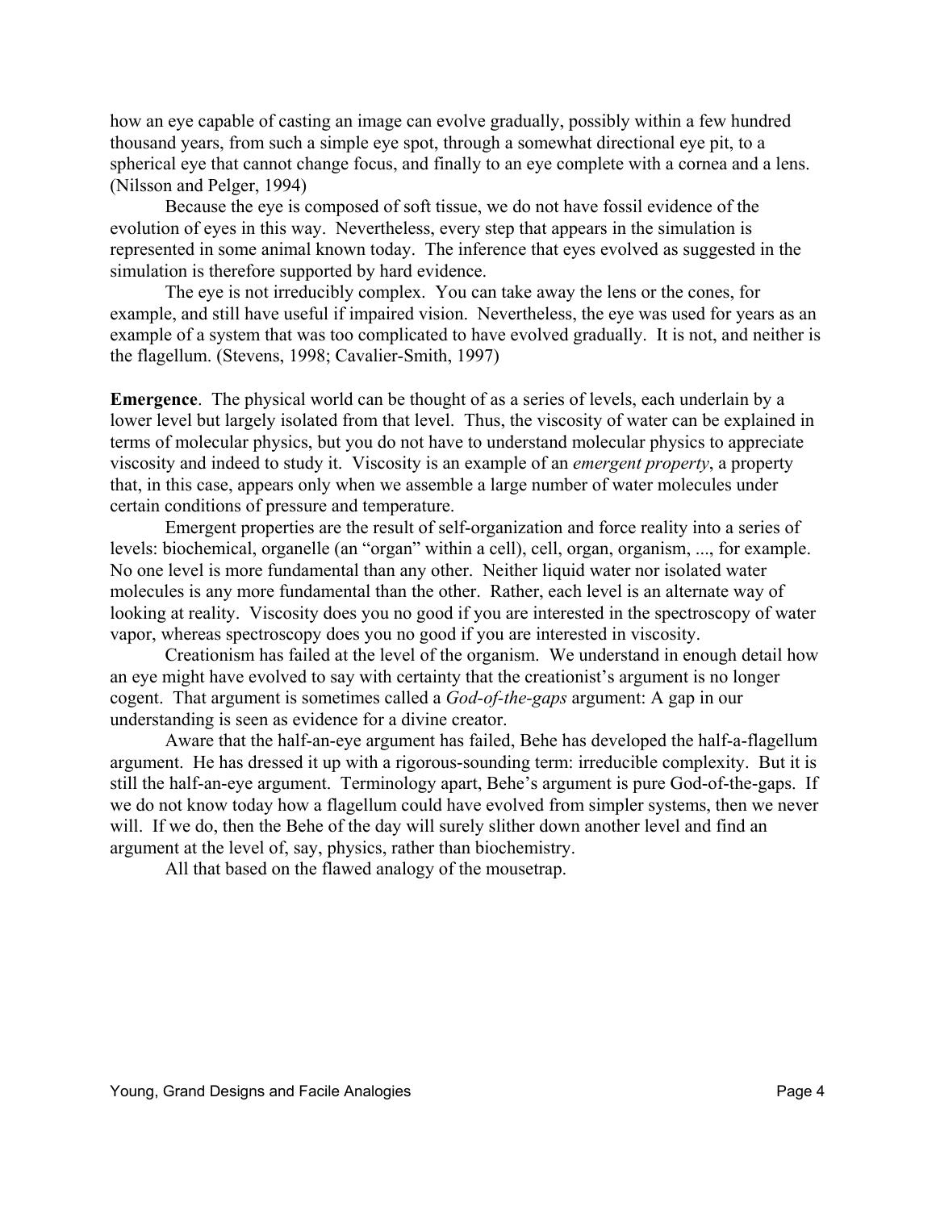how an eye capable of casting an image can evolve gradually, possibly within a few hundred thousand years, from such a simple eye spot, through a somewhat directional eye pit, to a spherical eye that cannot change focus, and finally to an eye complete with a cornea and a lens. (Nilsson and Pelger, 1994)

Because the eye is composed of soft tissue, we do not have fossil evidence of the evolution of eyes in this way. Nevertheless, every step that appears in the simulation is represented in some animal known today. The inference that eyes evolved as suggested in the simulation is therefore supported by hard evidence.

The eye is not irreducibly complex. You can take away the lens or the cones, for example, and still have useful if impaired vision. Nevertheless, the eye was used for years as an example of a system that was too complicated to have evolved gradually. It is not, and neither is the flagellum. (Stevens, 1998; Cavalier-Smith, 1997)

**Emergence**. The physical world can be thought of as a series of levels, each underlain by a lower level but largely isolated from that level. Thus, the viscosity of water can be explained in terms of molecular physics, but you do not have to understand molecular physics to appreciate viscosity and indeed to study it. Viscosity is an example of an *emergent property*, a property that, in this case, appears only when we assemble a large number of water molecules under certain conditions of pressure and temperature.

Emergent properties are the result of self-organization and force reality into a series of levels: biochemical, organelle (an "organ" within a cell), cell, organ, organism, ..., for example. No one level is more fundamental than any other. Neither liquid water nor isolated water molecules is any more fundamental than the other. Rather, each level is an alternate way of looking at reality. Viscosity does you no good if you are interested in the spectroscopy of water vapor, whereas spectroscopy does you no good if you are interested in viscosity.

Creationism has failed at the level of the organism. We understand in enough detail how an eye might have evolved to say with certainty that the creationist's argument is no longer cogent. That argument is sometimes called a *God-of-the-gaps* argument: A gap in our understanding is seen as evidence for a divine creator.

Aware that the half-an-eye argument has failed, Behe has developed the half-a-flagellum argument. He has dressed it up with a rigorous-sounding term: irreducible complexity. But it is still the half-an-eye argument. Terminology apart, Behe's argument is pure God-of-the-gaps. If we do not know today how a flagellum could have evolved from simpler systems, then we never will. If we do, then the Behe of the day will surely slither down another level and find an argument at the level of, say, physics, rather than biochemistry.

All that based on the flawed analogy of the mousetrap.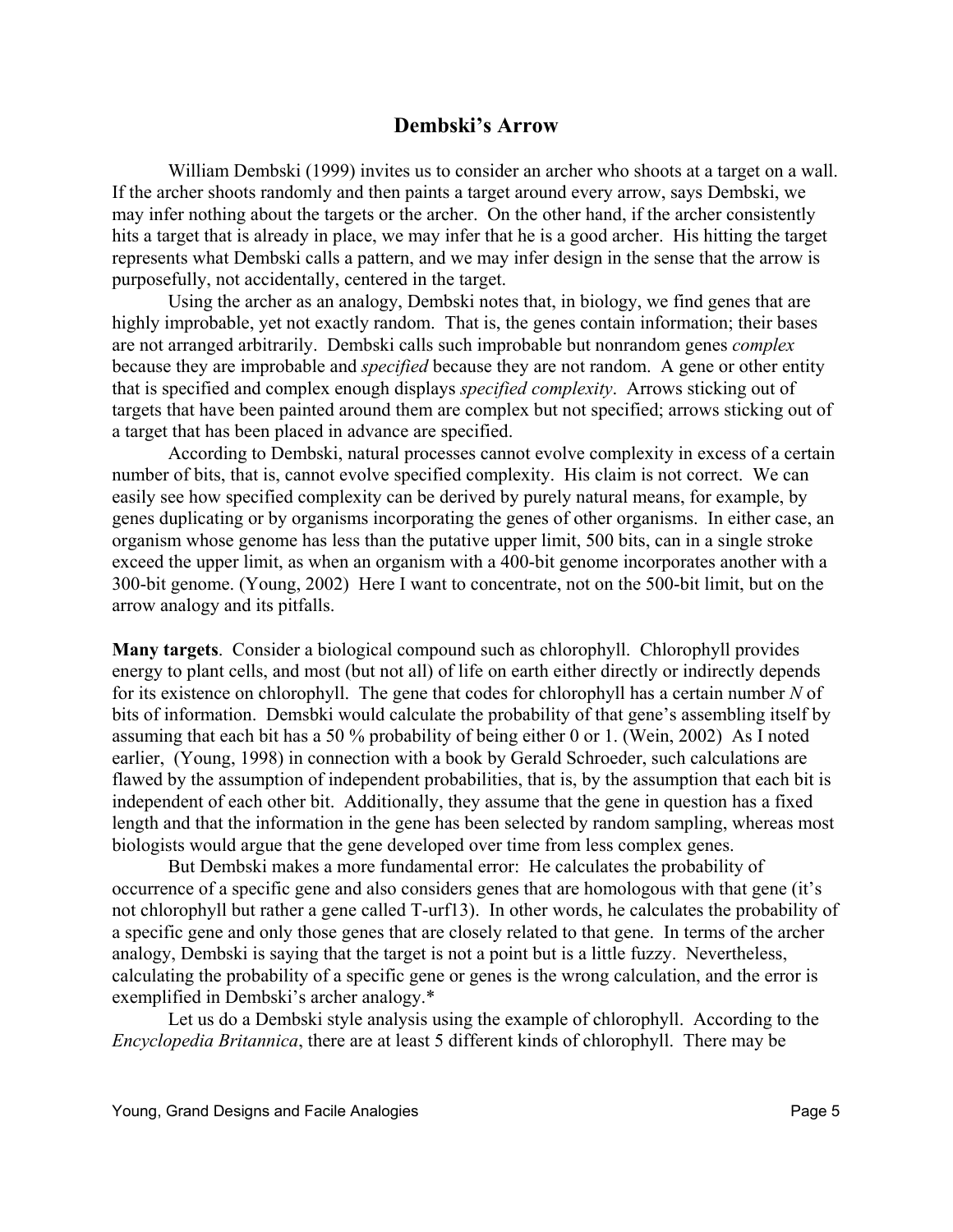## Dembski's Arrow

William Dembski (1999) invites us to consider an archer who shoots at a target on a wall. If the archer shoots randomly and then paints a target around every arrow, says Dembski, we may infer nothing about the targets or the archer. On the other hand, if the archer consistently hits a target that is already in place, we may infer that he is a good archer. His hitting the target represents what Dembski calls a pattern, and we may infer design in the sense that the arrow is purposefully, not accidentally, centered in the target.

Using the archer as an analogy, Dembski notes that, in biology, we find genes that are highly improbable, yet not exactly random. That is, the genes contain information; their bases are not arranged arbitrarily. Dembski calls such improbable but nonrandom genes *complex* because they are improbable and *specified* because they are not random. A gene or other entity that is specified and complex enough displays *specified complexity*. Arrows sticking out of targets that have been painted around them are complex but not specified; arrows sticking out of a target that has been placed in advance are specified.

According to Dembski, natural processes cannot evolve complexity in excess of a certain number of bits, that is, cannot evolve specified complexity. His claim is not correct. We can easily see how specified complexity can be derived by purely natural means, for example, by genes duplicating or by organisms incorporating the genes of other organisms. In either case, an organism whose genome has less than the putative upper limit, 500 bits, can in a single stroke exceed the upper limit, as when an organism with a 400-bit genome incorporates another with a 300-bit genome. (Young, 2002) Here I want to concentrate, not on the 500-bit limit, but on the arrow analogy and its pitfalls.

**Many targets**. Consider a biological compound such as chlorophyll. Chlorophyll provides energy to plant cells, and most (but not all) of life on earth either directly or indirectly depends for its existence on chlorophyll. The gene that codes for chlorophyll has a certain number $N$ of bits of information. Demsbki would calculate the probability of that gene's assembling itself by assuming that each bit has a 50 % probability of being either 0 or 1. (Wein, 2002) As I noted earlier, (Young, 1998) in connection with a book by Gerald Schroeder, such calculations are flawed by the assumption of independent probabilities, that is, by the assumption that each bit is independent of each other bit. Additionally, they assume that the gene in question has a fixed length and that the information in the gene has been selected by random sampling, whereas most biologists would argue that the gene developed over time from less complex genes.

But Dembski makes a more fundamental error: He calculates the probability of occurrence of a specific gene and also considers genes that are homologous with that gene (it's not chlorophyll but rather a gene called T-urf13). In other words, he calculates the probability of a specific gene and only those genes that are closely related to that gene. In terms of the archer analogy, Dembski is saying that the target is not a point but is a little fuzzy. Nevertheless, calculating the probability of a specific gene or genes is the wrong calculation, and the error is exemplified in Dembski's archer analogy.*

Let us do a Dembski style analysis using the example of chlorophyll. According to the *Encyclopedia Britannica*, there are at least 5 different kinds of chlorophyll. There may be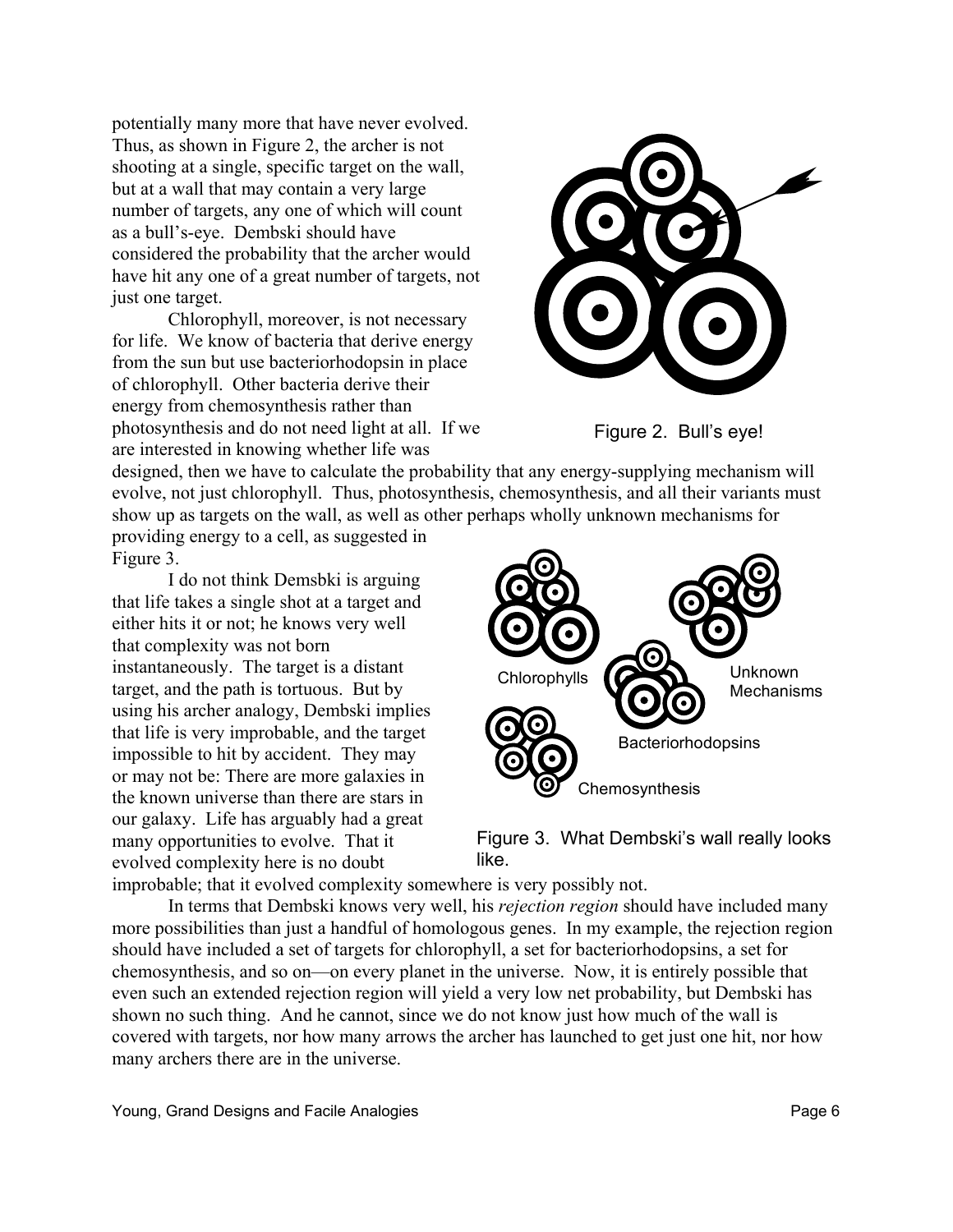potentially many more that have never evolved. Thus, as shown in Figure 2, the archer is not shooting at a single, specific target on the wall, but at a wall that may contain a very large number of targets, any one of which will count as a bull's-eye. Dembski should have considered the probability that the archer would have hit any one of a great number of targets, not just one target.

Figure 2. Bull's eye!

Chlorophyll, moreover, is not necessary for life. We know of bacteria that derive energy from the sun but use bacteriorhodopsin in place of chlorophyll. Other bacteria derive their energy from chemosynthesis rather than photosynthesis and do not need light at all. If we are interested in knowing whether life was designed, then we have to calculate the probability that any energy-supplying mechanism will evolve, not just chlorophyll. Thus, photosynthesis, chemosynthesis, and all their variants must show up as targets on the wall, as well as other perhaps wholly unknown mechanisms for providing energy to a cell, as suggested in Figure 3.

I do not think Demsbki is arguing that life takes a single shot at a target and either hits it or not; he knows very well that complexity was not born instantaneously. The target is a distant target, and the path is tortuous. But by using his archer analogy, Dembski implies that life is very improbable, and the target impossible to hit by accident. They may or may not be: There are more galaxies in the known universe than there are stars in our galaxy. Life has arguably had a great many opportunities to evolve. That it evolved complexity here is no doubt improbable; that it evolved complexity somewhere is very possibly not.

Figure 3. What Dembski's wall really looks like.

In terms that Dembski knows very well, his *rejection region* should have included many more possibilities than just a handful of homologous genes. In my example, the rejection region should have included a set of targets for chlorophyll, a set for bacteriorhodopsins, a set for chemosynthesis, and so on—on every planet in the universe. Now, it is entirely possible that even such an extended rejection region will yield a very low net probability, but Dembski has shown no such thing. And he cannot, since we do not know just how much of the wall is covered with targets, nor how many arrows the archer has launched to get just one hit, nor how many archers there are in the universe.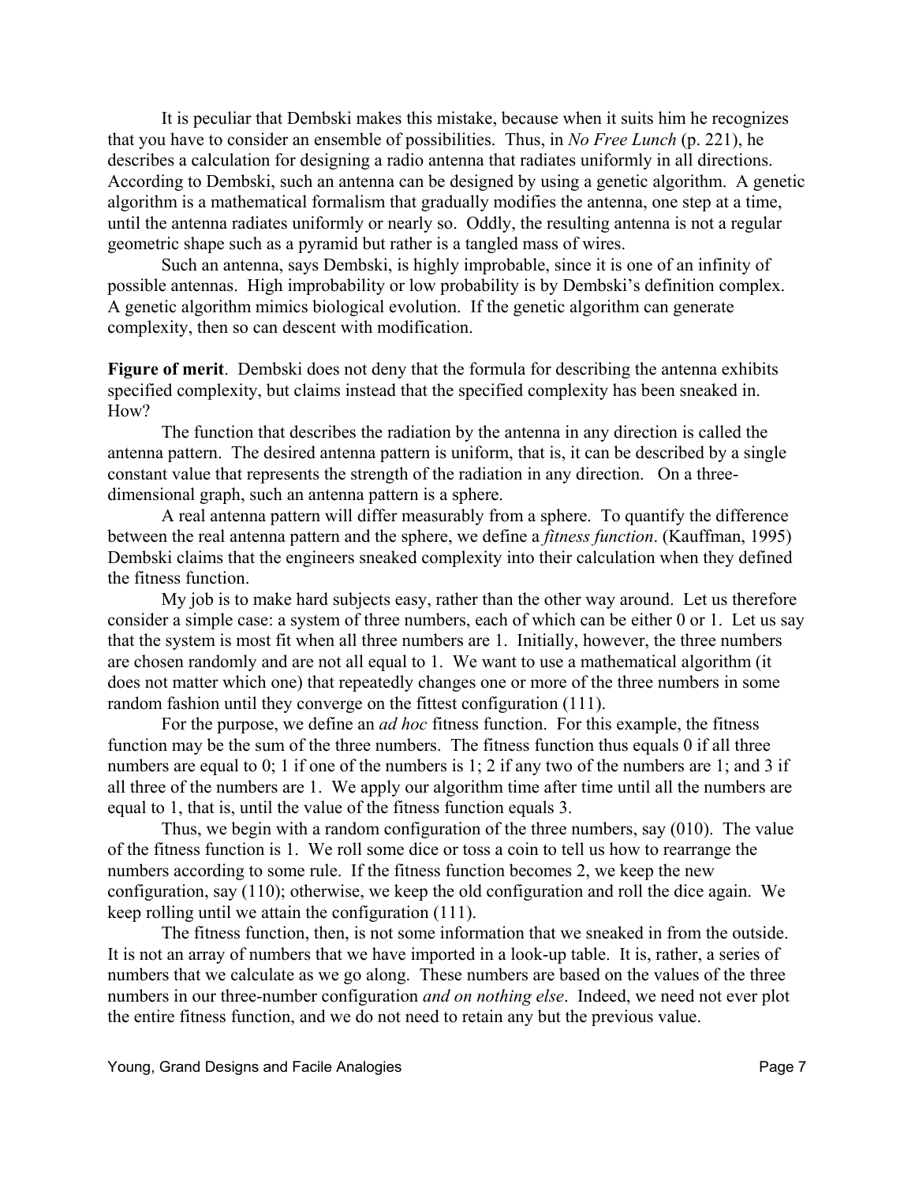It is peculiar that Dembski makes this mistake, because when it suits him he recognizes that you have to consider an ensemble of possibilities. Thus, in *No Free Lunch* (p. 221), he describes a calculation for designing a radio antenna that radiates uniformly in all directions. According to Dembski, such an antenna can be designed by using a genetic algorithm. A genetic algorithm is a mathematical formalism that gradually modifies the antenna, one step at a time, until the antenna radiates uniformly or nearly so. Oddly, the resulting antenna is not a regular geometric shape such as a pyramid but rather is a tangled mass of wires.

Such an antenna, says Dembski, is highly improbable, since it is one of an infinity of possible antennas. High improbability or low probability is by Dembski's definition complex. A genetic algorithm mimics biological evolution. If the genetic algorithm can generate complexity, then so can descent with modification.

**Figure of merit**. Dembski does not deny that the formula for describing the antenna exhibits specified complexity, but claims instead that the specified complexity has been sneaked in. How?

The function that describes the radiation by the antenna in any direction is called the antenna pattern. The desired antenna pattern is uniform, that is, it can be described by a single constant value that represents the strength of the radiation in any direction. On a three-dimensional graph, such an antenna pattern is a sphere.

A real antenna pattern will differ measurably from a sphere. To quantify the difference between the real antenna pattern and the sphere, we define a *fitness function*. (Kauffman, 1995) Dembski claims that the engineers sneaked complexity into their calculation when they defined the fitness function.

My job is to make hard subjects easy, rather than the other way around. Let us therefore consider a simple case: a system of three numbers, each of which can be either 0 or 1. Let us say that the system is most fit when all three numbers are 1. Initially, however, the three numbers are chosen randomly and are not all equal to 1. We want to use a mathematical algorithm (it does not matter which one) that repeatedly changes one or more of the three numbers in some random fashion until they converge on the fittest configuration (111).

For the purpose, we define an *ad hoc* fitness function. For this example, the fitness function may be the sum of the three numbers. The fitness function thus equals 0 if all three numbers are equal to 0; 1 if one of the numbers is 1; 2 if any two of the numbers are 1; and 3 if all three of the numbers are 1. We apply our algorithm time after time until all the numbers are equal to 1, that is, until the value of the fitness function equals 3.

Thus, we begin with a random configuration of the three numbers, say (010). The value of the fitness function is 1. We roll some dice or toss a coin to tell us how to rearrange the numbers according to some rule. If the fitness function becomes 2, we keep the new configuration, say (110); otherwise, we keep the old configuration and roll the dice again. We keep rolling until we attain the configuration (111).

The fitness function, then, is not some information that we sneaked in from the outside. It is not an array of numbers that we have imported in a look-up table. It is, rather, a series of numbers that we calculate as we go along. These numbers are based on the values of the three numbers in our three-number configuration *and on nothing else*. Indeed, we need not ever plot the entire fitness function, and we do not need to retain any but the previous value.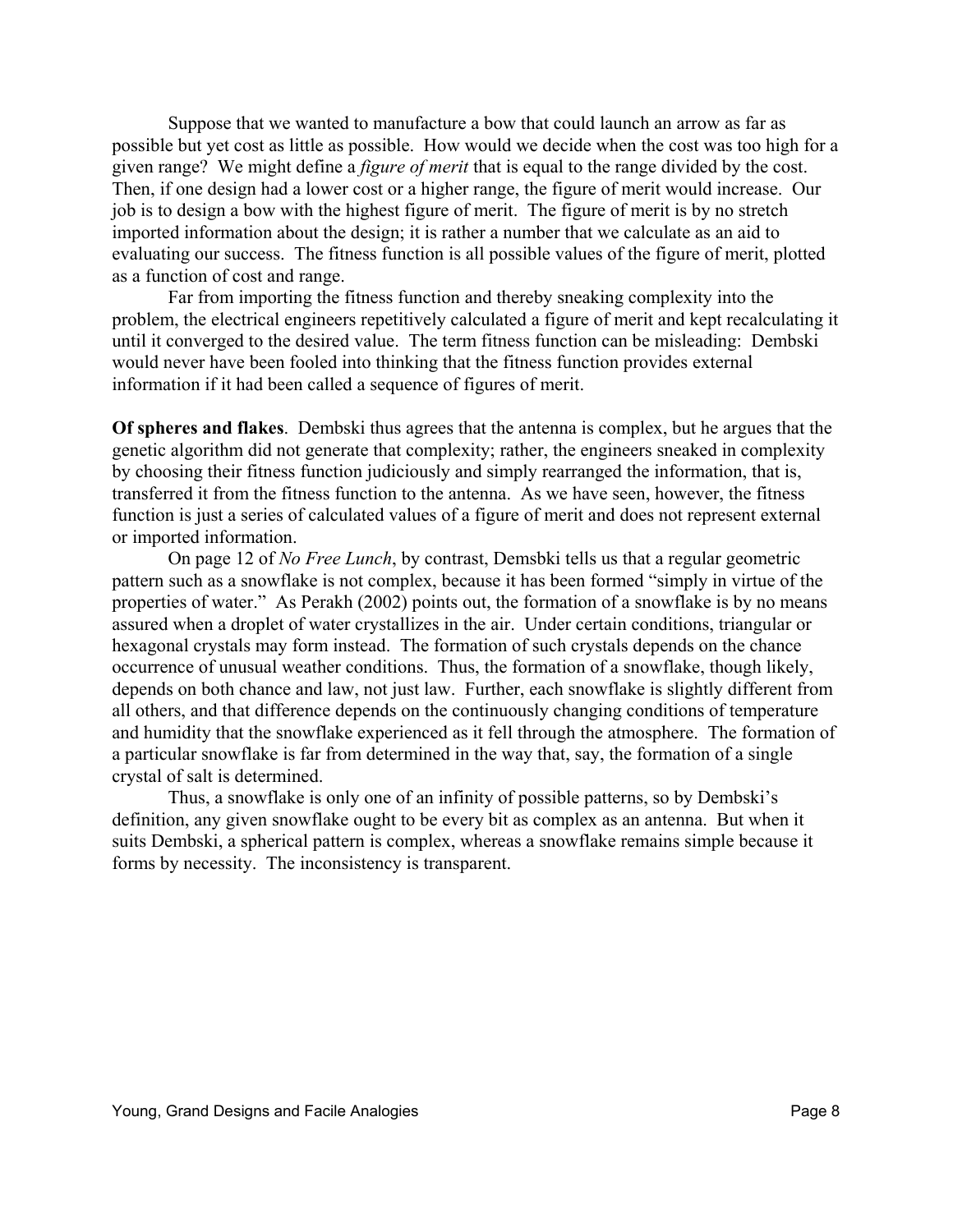Suppose that we wanted to manufacture a bow that could launch an arrow as far as possible but yet cost as little as possible. How would we decide when the cost was too high for a given range? We might define a *figure of merit* that is equal to the range divided by the cost. Then, if one design had a lower cost or a higher range, the figure of merit would increase. Our job is to design a bow with the highest figure of merit. The figure of merit is by no stretch imported information about the design; it is rather a number that we calculate as an aid to evaluating our success. The fitness function is all possible values of the figure of merit, plotted as a function of cost and range.

Far from importing the fitness function and thereby sneaking complexity into the problem, the electrical engineers repetitively calculated a figure of merit and kept recalculating it until it converged to the desired value. The term fitness function can be misleading: Dembski would never have been fooled into thinking that the fitness function provides external information if it had been called a sequence of figures of merit.

**Of spheres and flakes**. Dembski thus agrees that the antenna is complex, but he argues that the genetic algorithm did not generate that complexity; rather, the engineers sneaked in complexity by choosing their fitness function judiciously and simply rearranged the information, that is, transferred it from the fitness function to the antenna. As we have seen, however, the fitness function is just a series of calculated values of a figure of merit and does not represent external or imported information.

On page 12 of *No Free Lunch*, by contrast, Demsbki tells us that a regular geometric pattern such as a snowflake is not complex, because it has been formed "simply in virtue of the properties of water." As Perakh (2002) points out, the formation of a snowflake is by no means assured when a droplet of water crystallizes in the air. Under certain conditions, triangular or hexagonal crystals may form instead. The formation of such crystals depends on the chance occurrence of unusual weather conditions. Thus, the formation of a snowflake, though likely, depends on both chance and law, not just law. Further, each snowflake is slightly different from all others, and that difference depends on the continuously changing conditions of temperature and humidity that the snowflake experienced as it fell through the atmosphere. The formation of a particular snowflake is far from determined in the way that, say, the formation of a single crystal of salt is determined.

Thus, a snowflake is only one of an infinity of possible patterns, so by Dembski's definition, any given snowflake ought to be every bit as complex as an antenna. But when it suits Dembski, a spherical pattern is complex, whereas a snowflake remains simple because it forms by necessity. The inconsistency is transparent.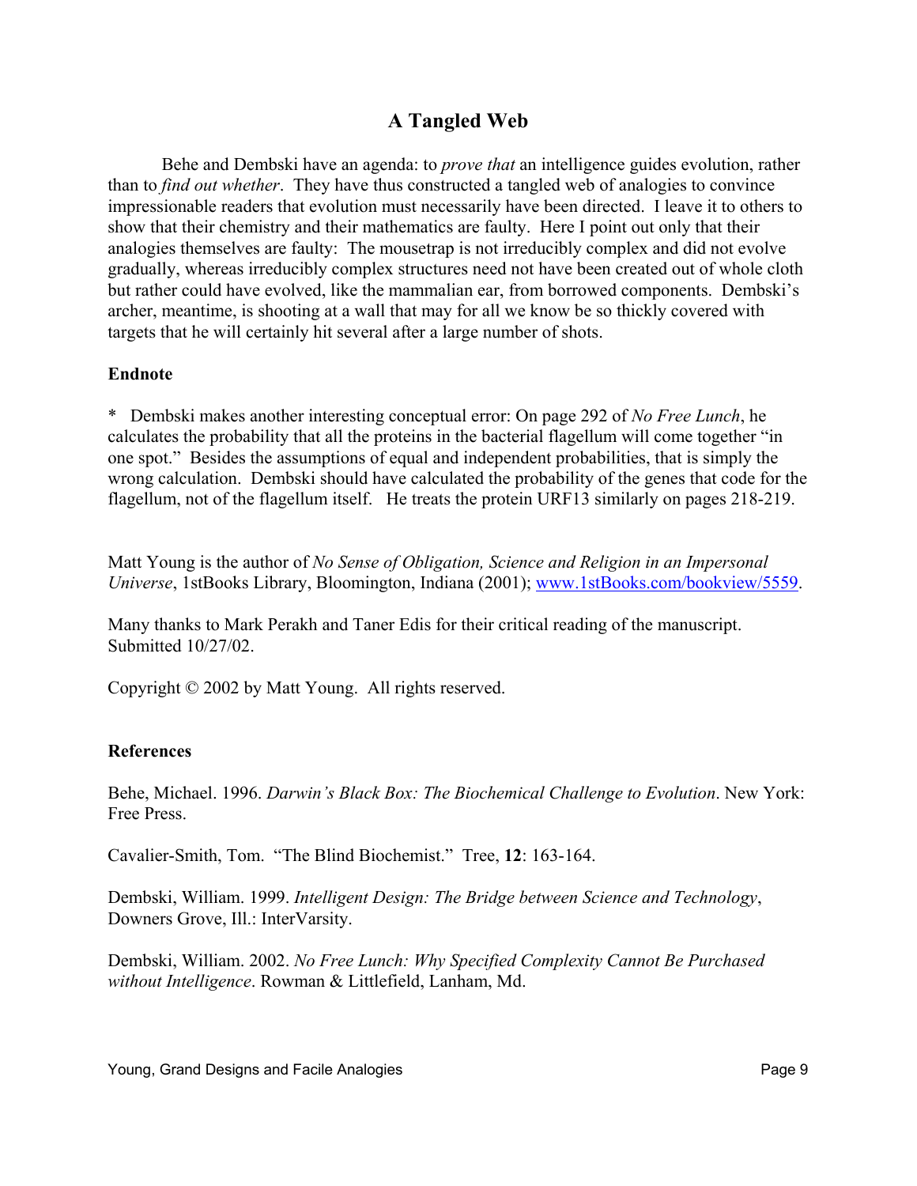## A Tangled Web

Behe and Dembski have an agenda: to *prove that* an intelligence guides evolution, rather than to *find out whether*. They have thus constructed a tangled web of analogies to convince impressionable readers that evolution must necessarily have been directed. I leave it to others to show that their chemistry and their mathematics are faulty. Here I point out only that their analogies themselves are faulty: The mousetrap is not irreducibly complex and did not evolve gradually, whereas irreducibly complex structures need not have been created out of whole cloth but rather could have evolved, like the mammalian ear, from borrowed components. Dembski's archer, meantime, is shooting at a wall that may for all we know be so thickly covered with targets that he will certainly hit several after a large number of shots.

### Endnote

\* Dembski makes another interesting conceptual error: On page 292 of *No Free Lunch*, he calculates the probability that all the proteins in the bacterial flagellum will come together "in one spot." Besides the assumptions of equal and independent probabilities, that is simply the wrong calculation. Dembski should have calculated the probability of the genes that code for the flagellum, not of the flagellum itself. He treats the protein URF13 similarly on pages 218-219.

Matt Young is the author of *No Sense of Obligation, Science and Religion in an Impersonal Universe*, 1stBooks Library, Bloomington, Indiana (2001); [www.1stBooks.com/bookview/5559](http://www.1stBooks.com/bookview/5559).

Many thanks to Mark Perakh and Taner Edis for their critical reading of the manuscript. Submitted 10/27/02.

Copyright © 2002 by Matt Young. All rights reserved.

### References

Behe, Michael. 1996. *Darwin's Black Box: The Biochemical Challenge to Evolution*. New York: Free Press.

Cavalier-Smith, Tom. "The Blind Biochemist." Tree, **12**: 163-164.

Dembski, William. 1999. *Intelligent Design: The Bridge between Science and Technology*, Downers Grove, Ill.: InterVarsity.

Dembski, William. 2002. *No Free Lunch: Why Specified Complexity Cannot Be Purchased without Intelligence*. Rowman & Littlefield, Lanham, Md.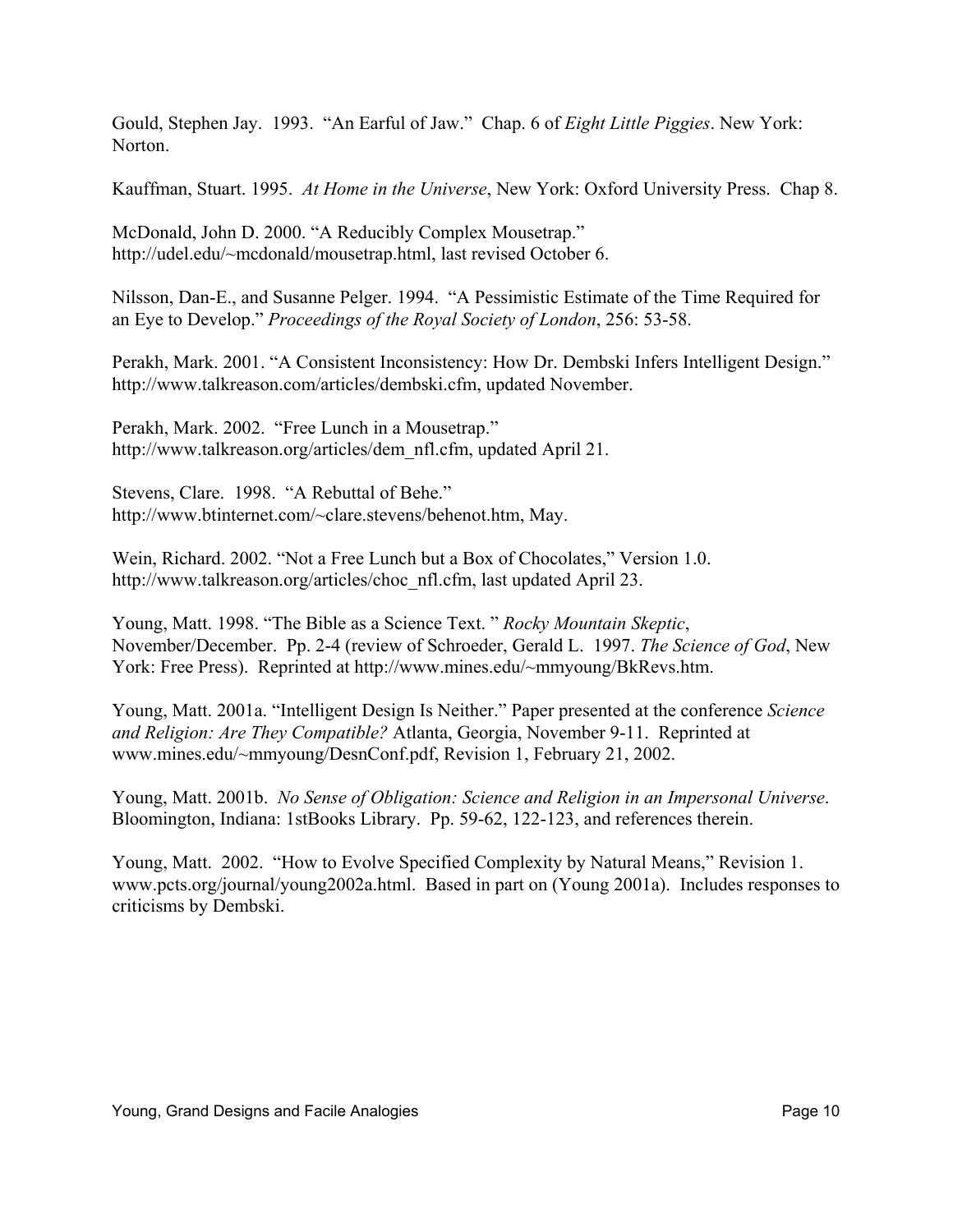Gould, Stephen Jay. 1993. "An Earful of Jaw." Chap. 6 of *Eight Little Piggies*. New York: Norton.

Kauffman, Stuart. 1995. *At Home in the Universe*, New York: Oxford University Press. Chap 8.

McDonald, John D. 2000. "A Reducibly Complex Mousetrap." http://udel.edu/~mcdonald/mousetrap.html, last revised October 6.

Nilsson, Dan-E., and Susanne Pelger. 1994. "A Pessimistic Estimate of the Time Required for an Eye to Develop." *Proceedings of the Royal Society of London*, 256: 53-58.

Perakh, Mark. 2001. "A Consistent Inconsistency: How Dr. Dembski Infers Intelligent Design." http://www.talkreason.com/articles/dembski.cfm, updated November.

Perakh, Mark. 2002. "Free Lunch in a Mousetrap." http://www.talkreason.org/articles/dem_nfl.cfm, updated April 21.

Stevens, Clare. 1998. "A Rebuttal of Behe." http://www.btinternet.com/~clare.stevens/behenot.htm, May.

Wein, Richard. 2002. "Not a Free Lunch but a Box of Chocolates," Version 1.0. http://www.talkreason.org/articles/choc_nfl.cfm, last updated April 23.

Young, Matt. 1998. "The Bible as a Science Text. " *Rocky Mountain Skeptic*, November/December. Pp. 2-4 (review of Schroeder, Gerald L. 1997. *The Science of God*, New York: Free Press). Reprinted at http://www.mines.edu/~mmyoung/BkRevs.htm.

Young, Matt. 2001a. "Intelligent Design Is Neither." Paper presented at the conference *Science and Religion: Are They Compatible?* Atlanta, Georgia, November 9-11. Reprinted at www.mines.edu/~mmyoung/DesnConf.pdf, Revision 1, February 21, 2002.

Young, Matt. 2001b. *No Sense of Obligation: Science and Religion in an Impersonal Universe*. Bloomington, Indiana: 1stBooks Library. Pp. 59-62, 122-123, and references therein.

Young, Matt. 2002. "How to Evolve Specified Complexity by Natural Means," Revision 1. www.pcts.org/journal/young2002a.html. Based in part on (Young 2001a). Includes responses to criticisms by Dembski.